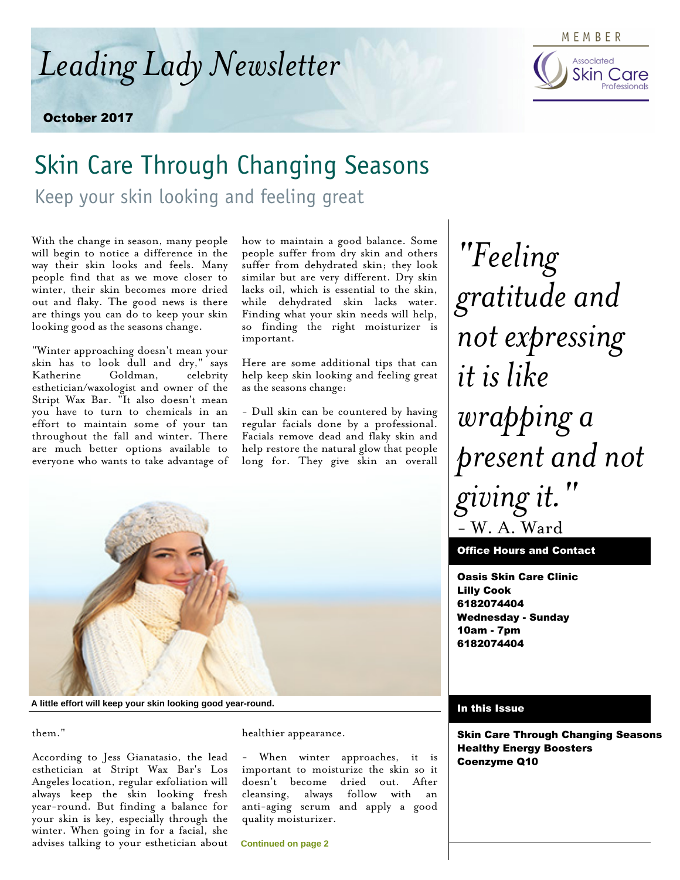# Leading Lady Newsletter

October 2017

MEMBER Associated Skin Care Professionals

## Skin Care Through Changing Seasons

### Keep your skin looking and feeling great

With the change in season, many people will begin to notice a difference in the way their skin looks and feels. Many people find that as we move closer to winter, their skin becomes more dried out and flaky. The good news is there are things you can do to keep your skin looking good as the seasons change.

"Winter approaching doesn't mean your skin has to look dull and dry," says Katherine Goldman, celebrity esthetician/waxologist and owner of the Stript Wax Bar. "It also doesn't mean you have to turn to chemicals in an effort to maintain some of your tan throughout the fall and winter. There are much better options available to everyone who wants to take advantage of them."

According to Jess Gianatasio, the lead esthetician at Stript Wax Bar's Los Angeles location, regular exfoliation will always keep the skin looking fresh year-round. But finding a balance for your skin is key, especially through the winter. When going in for a facial, she advises talking to your esthetician about how to maintain a good balance. Some people suffer from dry skin and others suffer from dehydrated skin; they look similar but are very different. Dry skin lacks oil, which is essential to the skin, while dehydrated skin lacks water. Finding what your skin needs will help, so finding the right moisturizer is important.

Here are some additional tips that can help keep skin looking and feeling great as the seasons change:

- Dull skin can be countered by having regular facials done by a professional. Facials remove dead and flaky skin and help restore the natural glow that people long for. They give skin an overall healthier appearance.

- When winter approaches, it is important to moisturize the skin so it doesn't become dried out. After cleansing, always follow with an anti-aging serum and apply a good quality moisturizer.

A little effort will keep your skin looking good year-round.

Continued on page 2

*"Feeling gratitude and not expressing it is like wrapping a present and not giving it."*
- W. A. Ward

**Office Hours and Contact**

**Oasis Skin Care Clinic**
**Lilly Cook**
**6182074404**
**Wednesday - Sunday**
**10am - 7pm**
**6182074404**

**In this Issue**

**Skin Care Through Changing Seasons**
**Healthy Energy Boosters**
**Coenzyme Q10**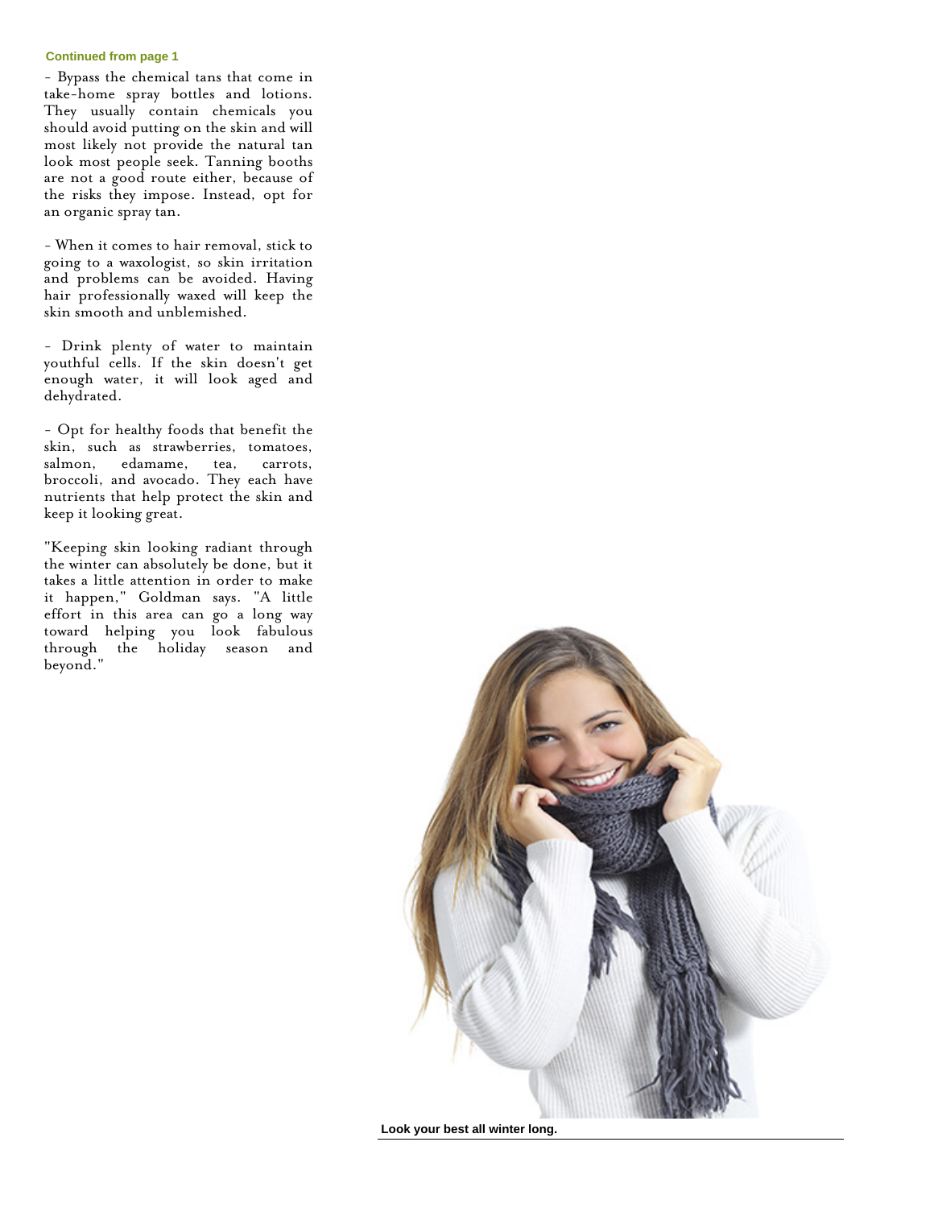**Continued from page 1**

- Bypass the chemical tans that come in take-home spray bottles and lotions. They usually contain chemicals you should avoid putting on the skin and will most likely not provide the natural tan look most people seek. Tanning booths are not a good route either, because of the risks they impose. Instead, opt for an organic spray tan.

- When it comes to hair removal, stick to going to a waxologist, so skin irritation and problems can be avoided. Having hair professionally waxed will keep the skin smooth and unblemished.

- Drink plenty of water to maintain youthful cells. If the skin doesn't get enough water, it will look aged and dehydrated.

- Opt for healthy foods that benefit the skin, such as strawberries, tomatoes, salmon, edamame, tea, carrots, broccoli, and avocado. They each have nutrients that help protect the skin and keep it looking great.

"Keeping skin looking radiant through the winter can absolutely be done, but it takes a little attention in order to make it happen," Goldman says. "A little effort in this area can go a long way toward helping you look fabulous through the holiday season and beyond."

**Look your best all winter long.**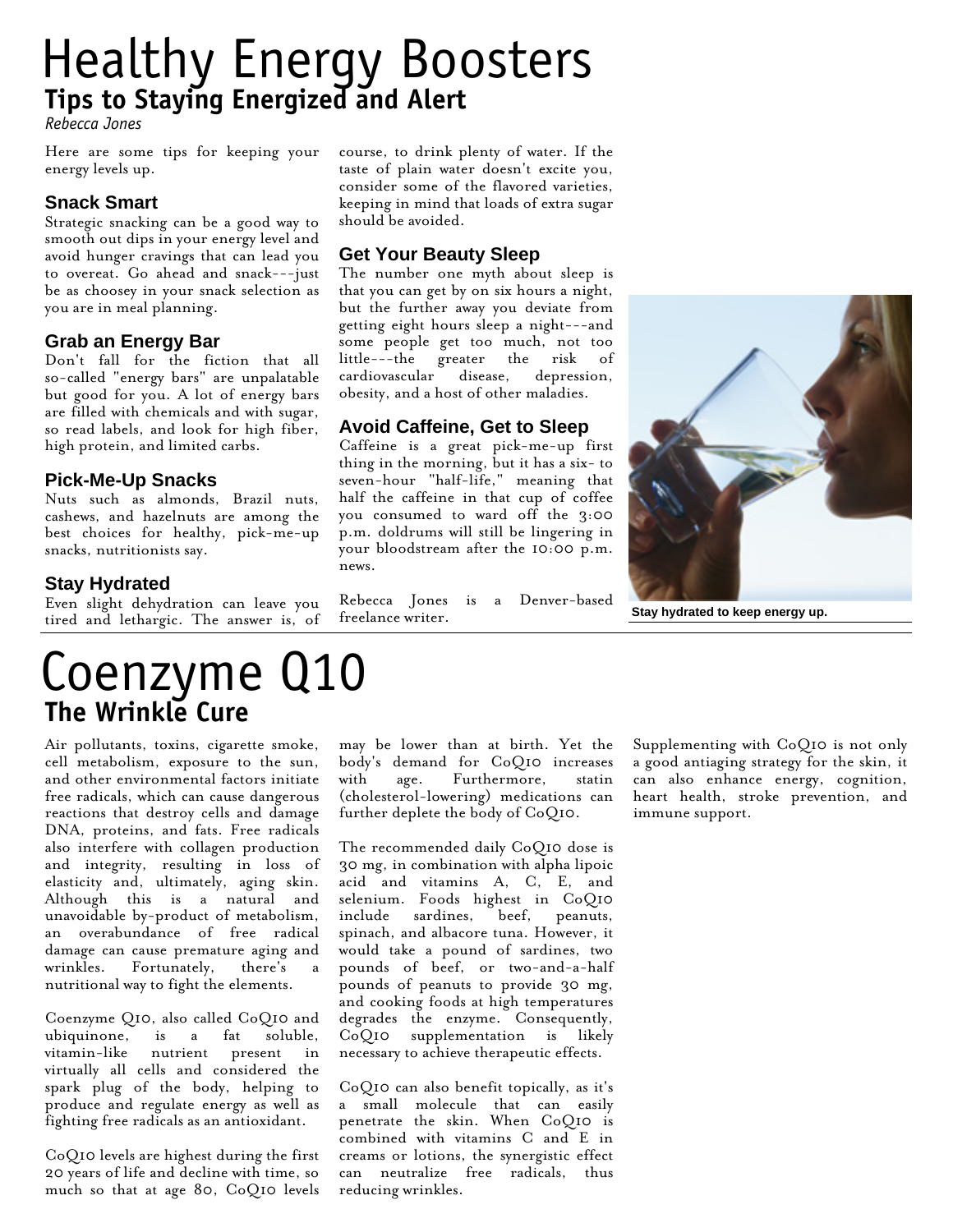# Healthy Energy Boosters

## Tips to Staying Energized and Alert

*Rebecca Jones*

Here are some tips for keeping your energy levels up.

### Snack Smart

Strategic snacking can be a good way to smooth out dips in your energy level and avoid hunger cravings that can lead you to overeat. Go ahead and snack---just be as choosey in your snack selection as you are in meal planning.

### Grab an Energy Bar

Don't fall for the fiction that all so-called "energy bars" are unpalatable but good for you. A lot of energy bars are filled with chemicals and with sugar, so read labels, and look for high fiber, high protein, and limited carbs.

### Pick-Me-Up Snacks

Nuts such as almonds, Brazil nuts, cashews, and hazelnuts are among the best choices for healthy, pick-me-up snacks, nutritionists say.

### Stay Hydrated

Even slight dehydration can leave you tired and lethargic. The answer is, of course, to drink plenty of water. If the taste of plain water doesn't excite you, consider some of the flavored varieties, keeping in mind that loads of extra sugar should be avoided.

### Get Your Beauty Sleep

The number one myth about sleep is that you can get by on six hours a night, but the further away you deviate from getting eight hours sleep a night---and some people get too much, not too little---the greater the risk of cardiovascular disease, depression, obesity, and a host of other maladies.

### Avoid Caffeine, Get to Sleep

Caffeine is a great pick-me-up first thing in the morning, but it has a six- to seven-hour "half-life," meaning that half the caffeine in that cup of coffee you consumed to ward off the 3:00 p.m. doldrums will still be lingering in your bloodstream after the 10:00 p.m. news.

Rebecca Jones is a Denver-based freelance writer.

Stay hydrated to keep energy up.

# Coenzyme Q10

## The Wrinkle Cure

Air pollutants, toxins, cigarette smoke, cell metabolism, exposure to the sun, and other environmental factors initiate free radicals, which can cause dangerous reactions that destroy cells and damage DNA, proteins, and fats. Free radicals also interfere with collagen production and integrity, resulting in loss of elasticity and, ultimately, aging skin. Although this is a natural and unavoidable by-product of metabolism, an overabundance of free radical damage can cause premature aging and wrinkles. Fortunately, there's a nutritional way to fight the elements.

Coenzyme Q10, also called CoQ10 and ubiquinone, is a fat soluble, vitamin-like nutrient present in virtually all cells and considered the spark plug of the body, helping to produce and regulate energy as well as fighting free radicals as an antioxidant.

CoQ10 levels are highest during the first 20 years of life and decline with time, so much so that at age 80, CoQ10 levels may be lower than at birth. Yet the body's demand for CoQ10 increases with age. Furthermore, statin (cholesterol-lowering) medications can further deplete the body of CoQ10.

The recommended daily CoQ10 dose is 30 mg, in combination with alpha lipoic acid and vitamins A, C, E, and selenium. Foods highest in CoQ10 include sardines, beef, peanuts, spinach, and albacore tuna. However, it would take a pound of sardines, two pounds of beef, or two-and-a-half pounds of peanuts to provide 30 mg, and cooking foods at high temperatures degrades the enzyme. Consequently, CoQ10 supplementation is likely necessary to achieve therapeutic effects.

CoQ10 can also benefit topically, as it's a small molecule that can easily penetrate the skin. When CoQ10 is combined with vitamins C and E in creams or lotions, the synergistic effect can neutralize free radicals, thus reducing wrinkles.

Supplementing with CoQ10 is not only a good antiaging strategy for the skin, it can also enhance energy, cognition, heart health, stroke prevention, and immune support.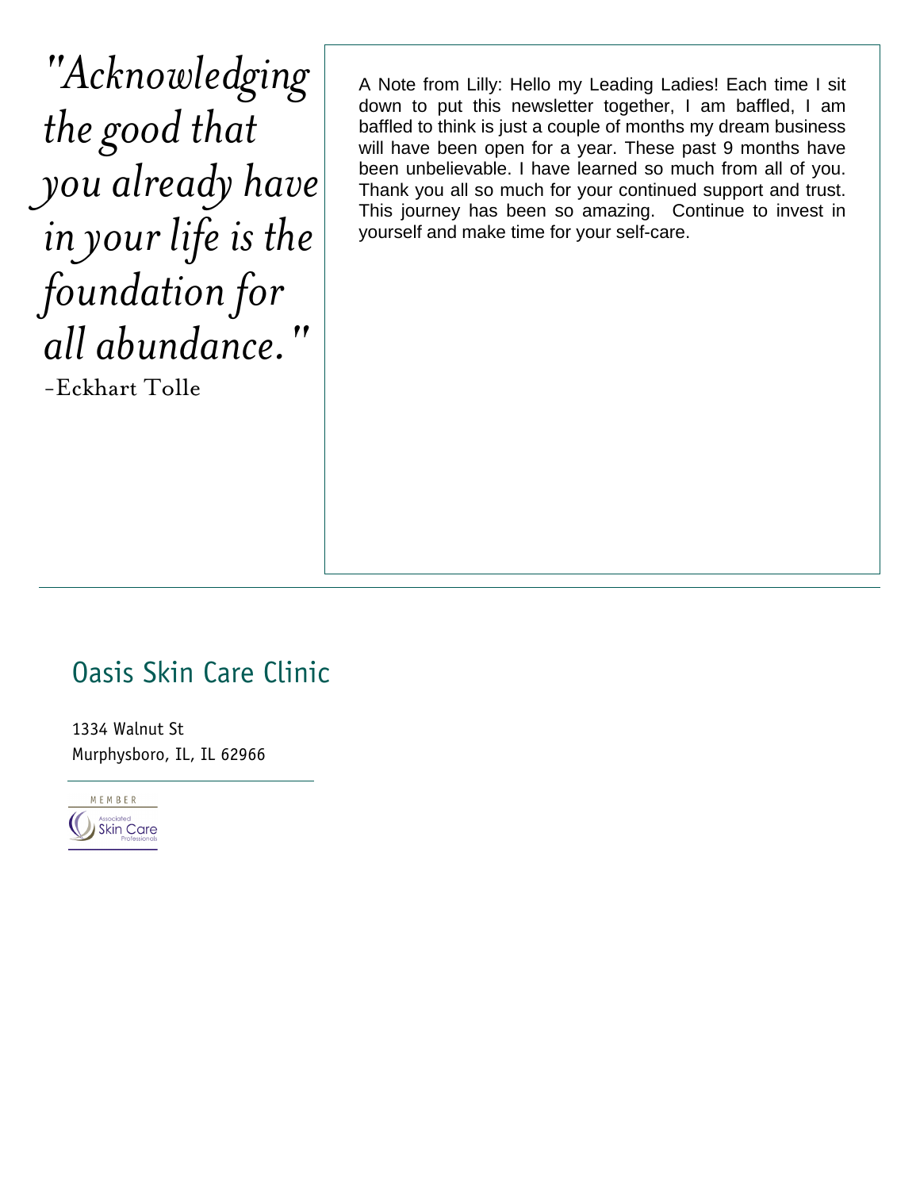*"Acknowledging the good that you already have in your life is the foundation for all abundance."*

-Eckhart Tolle

A Note from Lilly: Hello my Leading Ladies! Each time I sit down to put this newsletter together, I am baffled, I am baffled to think is just a couple of months my dream business will have been open for a year. These past 9 months have been unbelievable. I have learned so much from all of you. Thank you all so much for your continued support and trust. This journey has been so amazing. Continue to invest in yourself and make time for your self-care.

---

## Oasis Skin Care Clinic

1334 Walnut St
Murphysboro, IL, IL 62966

MEMBER
Associated Skin Care Professionals